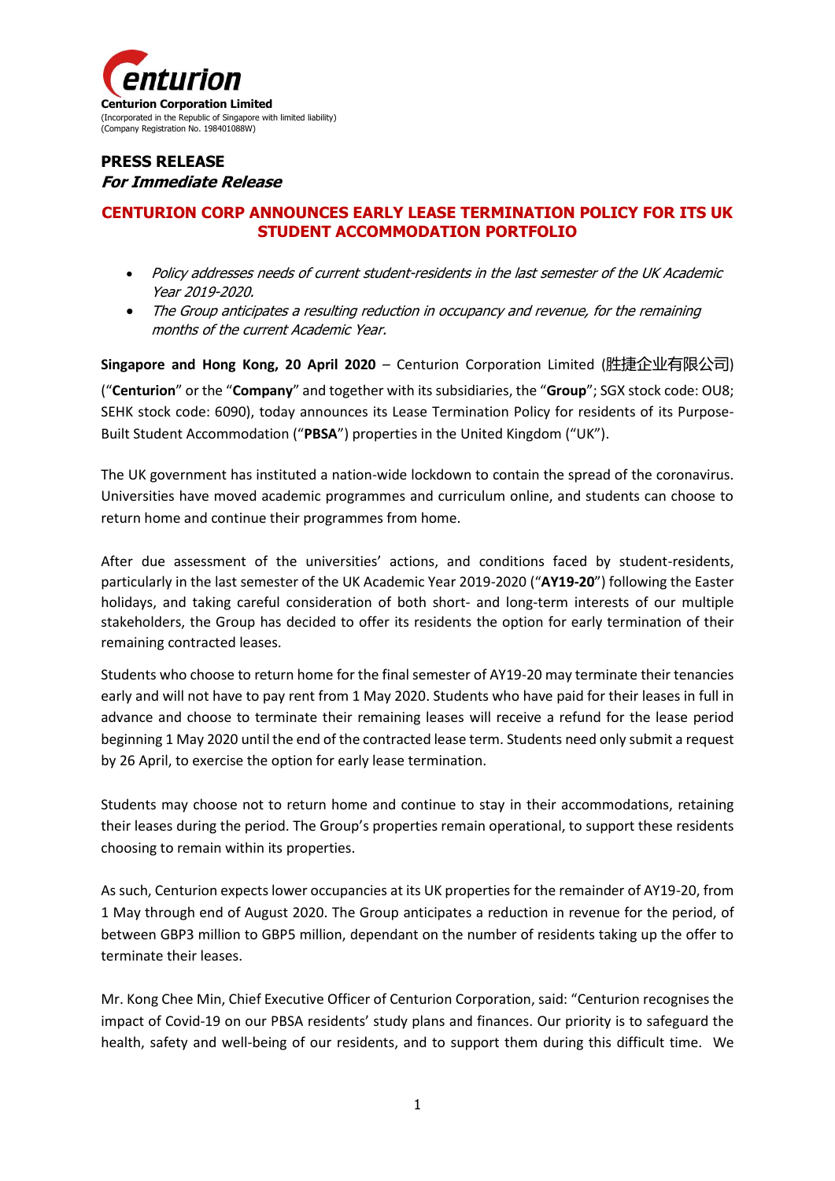**Centurion Corporation Limited**
(Incorporated in the Republic of Singapore with limited liability)
(Company Registration No. 198401088W)

**PRESS RELEASE**
***For Immediate Release***

# CENTURION CORP ANNOUNCES EARLY LEASE TERMINATION POLICY FOR ITS UK STUDENT ACCOMMODATION PORTFOLIO

- *Policy addresses needs of current student-residents in the last semester of the UK Academic Year 2019-2020.*
- *The Group anticipates a resulting reduction in occupancy and revenue, for the remaining months of the current Academic Year.*

**Singapore and Hong Kong, 20 April 2020** – Centurion Corporation Limited (胜捷企业有限公司) ("**Centurion**" or the "**Company**" and together with its subsidiaries, the "**Group**"; SGX stock code: OU8; SEHK stock code: 6090), today announces its Lease Termination Policy for residents of its Purpose-Built Student Accommodation ("**PBSA**") properties in the United Kingdom ("UK").

The UK government has instituted a nation-wide lockdown to contain the spread of the coronavirus. Universities have moved academic programmes and curriculum online, and students can choose to return home and continue their programmes from home.

After due assessment of the universities' actions, and conditions faced by student-residents, particularly in the last semester of the UK Academic Year 2019-2020 ("**AY19-20**") following the Easter holidays, and taking careful consideration of both short- and long-term interests of our multiple stakeholders, the Group has decided to offer its residents the option for early termination of their remaining contracted leases.

Students who choose to return home for the final semester of AY19-20 may terminate their tenancies early and will not have to pay rent from 1 May 2020. Students who have paid for their leases in full in advance and choose to terminate their remaining leases will receive a refund for the lease period beginning 1 May 2020 until the end of the contracted lease term. Students need only submit a request by 26 April, to exercise the option for early lease termination.

Students may choose not to return home and continue to stay in their accommodations, retaining their leases during the period. The Group's properties remain operational, to support these residents choosing to remain within its properties.

As such, Centurion expects lower occupancies at its UK properties for the remainder of AY19-20, from 1 May through end of August 2020. The Group anticipates a reduction in revenue for the period, of between GBP3 million to GBP5 million, dependant on the number of residents taking up the offer to terminate their leases.

Mr. Kong Chee Min, Chief Executive Officer of Centurion Corporation, said: "Centurion recognises the impact of Covid-19 on our PBSA residents' study plans and finances. Our priority is to safeguard the health, safety and well-being of our residents, and to support them during this difficult time. We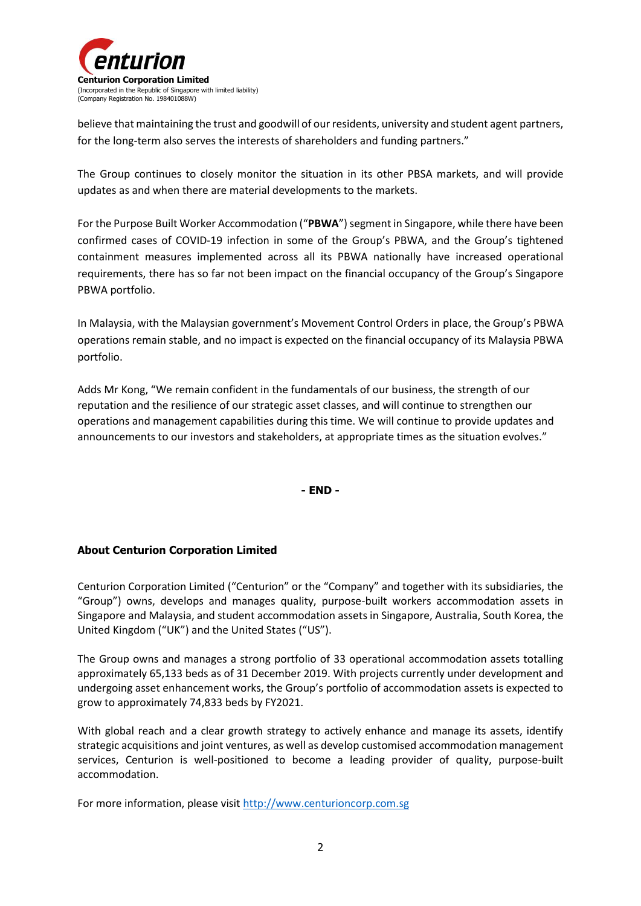believe that maintaining the trust and goodwill of our residents, university and student agent partners, for the long-term also serves the interests of shareholders and funding partners."

The Group continues to closely monitor the situation in its other PBSA markets, and will provide updates as and when there are material developments to the markets.

For the Purpose Built Worker Accommodation ("**PBWA**") segment in Singapore, while there have been confirmed cases of COVID-19 infection in some of the Group's PBWA, and the Group's tightened containment measures implemented across all its PBWA nationally have increased operational requirements, there has so far not been impact on the financial occupancy of the Group's Singapore PBWA portfolio.

In Malaysia, with the Malaysian government's Movement Control Orders in place, the Group's PBWA operations remain stable, and no impact is expected on the financial occupancy of its Malaysia PBWA portfolio.

Adds Mr Kong, "We remain confident in the fundamentals of our business, the strength of our reputation and the resilience of our strategic asset classes, and will continue to strengthen our operations and management capabilities during this time. We will continue to provide updates and announcements to our investors and stakeholders, at appropriate times as the situation evolves."

**- END -**

### About Centurion Corporation Limited

Centurion Corporation Limited ("Centurion" or the "Company" and together with its subsidiaries, the "Group") owns, develops and manages quality, purpose-built workers accommodation assets in Singapore and Malaysia, and student accommodation assets in Singapore, Australia, South Korea, the United Kingdom ("UK") and the United States ("US").

The Group owns and manages a strong portfolio of 33 operational accommodation assets totalling approximately 65,133 beds as of 31 December 2019. With projects currently under development and undergoing asset enhancement works, the Group's portfolio of accommodation assets is expected to grow to approximately 74,833 beds by FY2021.

With global reach and a clear growth strategy to actively enhance and manage its assets, identify strategic acquisitions and joint ventures, as well as develop customised accommodation management services, Centurion is well-positioned to become a leading provider of quality, purpose-built accommodation.

For more information, please visit http://www.centurioncorp.com.sg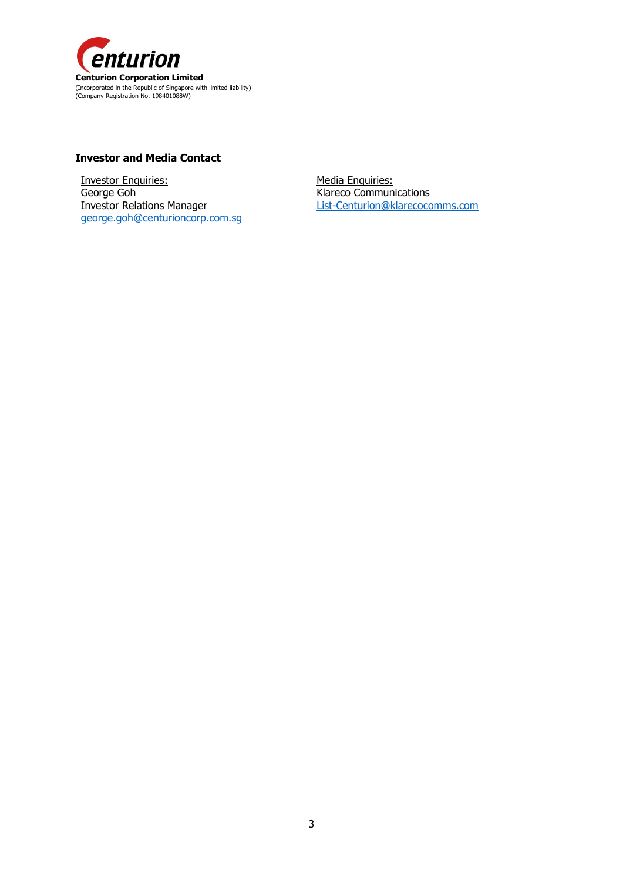**Centurion Corporation Limited**
(Incorporated in the Republic of Singapore with limited liability)
(Company Registration No. 198401088W)

**Investor and Media Contact**

Investor Enquiries:
George Goh
Investor Relations Manager
george.goh@centurioncorp.com.sg

Media Enquiries:
Klareco Communications
List-Centurion@klarecocomms.com